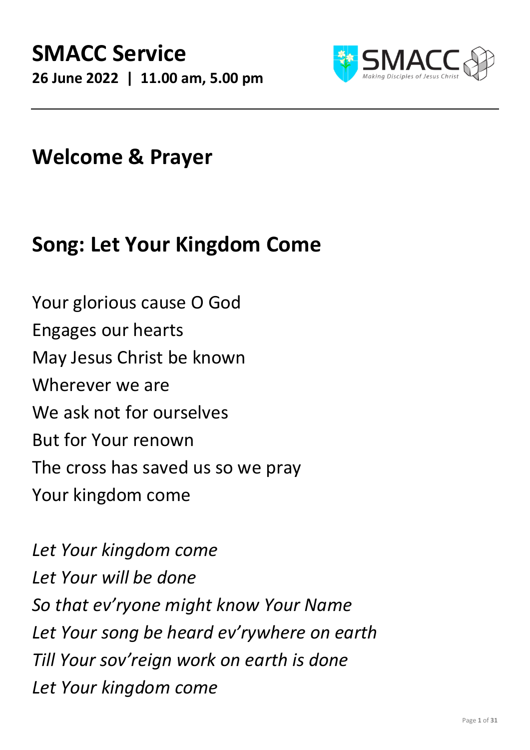# SMACC Service

**26 June 2022 | 11.00 am, 5.00 pm**

## Welcome & Prayer

## Song: Let Your Kingdom Come

Your glorious cause O God
Engages our hearts
May Jesus Christ be known
Wherever we are
We ask not for ourselves
But for Your renown
The cross has saved us so we pray
Your kingdom come

*Let Your kingdom come*
*Let Your will be done*
*So that ev'ryone might know Your Name*
*Let Your song be heard ev'rywhere on earth*
*Till Your sov'reign work on earth is done*
*Let Your kingdom come*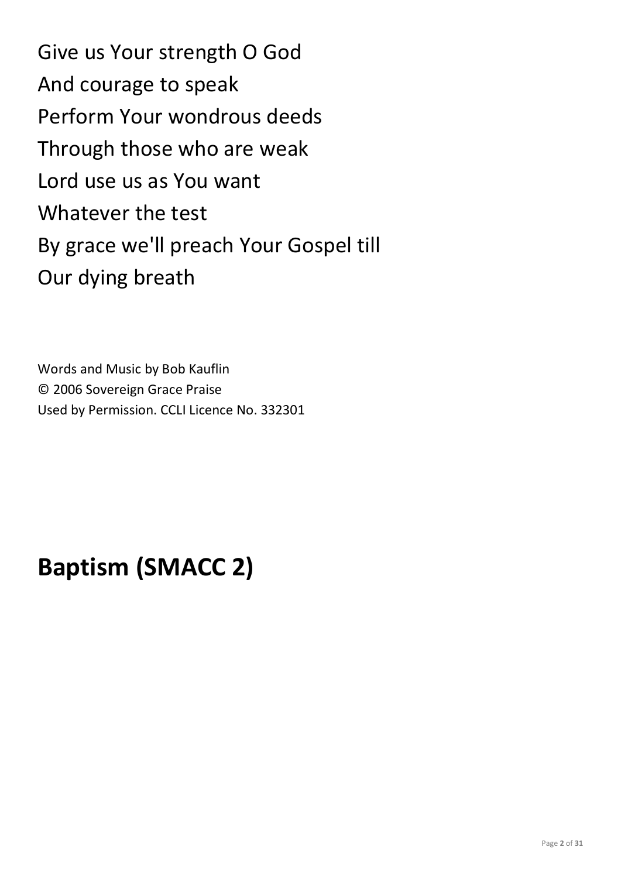Give us Your strength O God
And courage to speak
Perform Your wondrous deeds
Through those who are weak
Lord use us as You want
Whatever the test
By grace we'll preach Your Gospel till
Our dying breath

Words and Music by Bob Kauflin
© 2006 Sovereign Grace Praise
Used by Permission. CCLI Licence No. 332301

# Baptism (SMACC 2)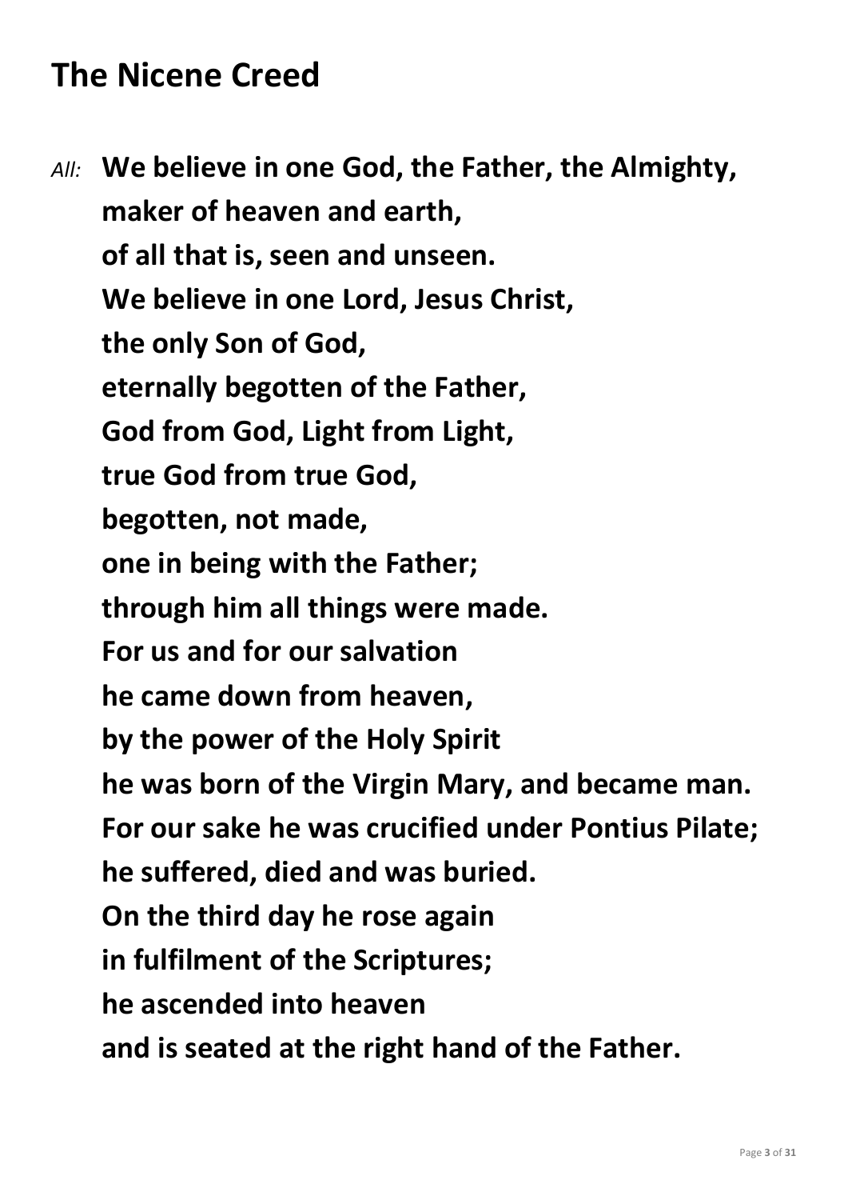# The Nicene Creed

*All:* **We believe in one God, the Father, the Almighty,**
**maker of heaven and earth,**
**of all that is, seen and unseen.**
**We believe in one Lord, Jesus Christ,**
**the only Son of God,**
**eternally begotten of the Father,**
**God from God, Light from Light,**
**true God from true God,**
**begotten, not made,**
**one in being with the Father;**
**through him all things were made.**
**For us and for our salvation**
**he came down from heaven,**
**by the power of the Holy Spirit**
**he was born of the Virgin Mary, and became man.**
**For our sake he was crucified under Pontius Pilate;**
**he suffered, died and was buried.**
**On the third day he rose again**
**in fulfilment of the Scriptures;**
**he ascended into heaven**
**and is seated at the right hand of the Father.**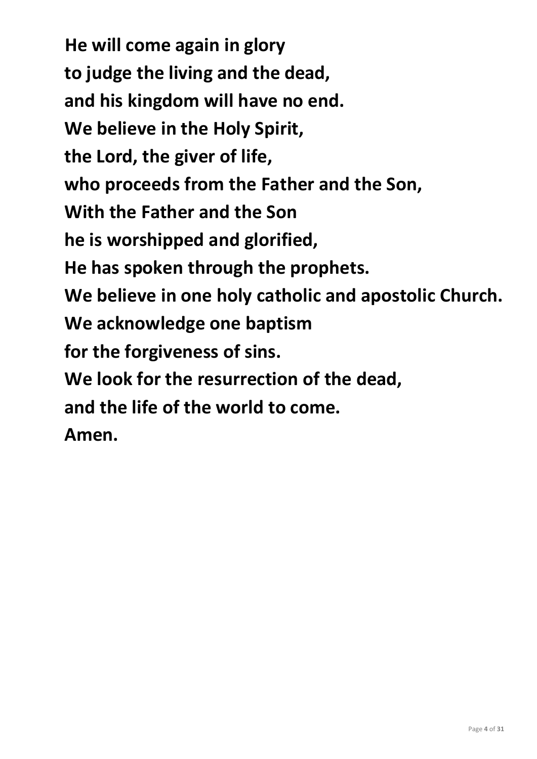**He will come again in glory**
**to judge the living and the dead,**
**and his kingdom will have no end.**
**We believe in the Holy Spirit,**
**the Lord, the giver of life,**
**who proceeds from the Father and the Son,**
**With the Father and the Son**
**he is worshipped and glorified,**
**He has spoken through the prophets.**
**We believe in one holy catholic and apostolic Church.**
**We acknowledge one baptism**
**for the forgiveness of sins.**
**We look for the resurrection of the dead,**
**and the life of the world to come.**
**Amen.**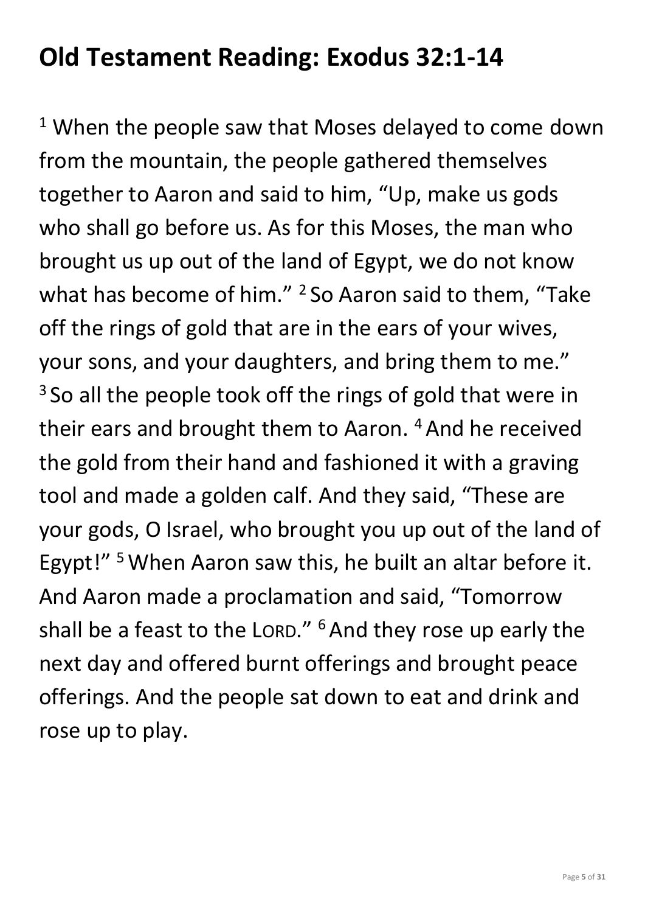## Old Testament Reading: Exodus 32:1-14

[1] When the people saw that Moses delayed to come down from the mountain, the people gathered themselves together to Aaron and said to him, "Up, make us gods who shall go before us. As for this Moses, the man who brought us up out of the land of Egypt, we do not know what has become of him." [2] So Aaron said to them, "Take off the rings of gold that are in the ears of your wives, your sons, and your daughters, and bring them to me." [3] So all the people took off the rings of gold that were in their ears and brought them to Aaron. [4] And he received the gold from their hand and fashioned it with a graving tool and made a golden calf. And they said, "These are your gods, O Israel, who brought you up out of the land of Egypt!" [5] When Aaron saw this, he built an altar before it. And Aaron made a proclamation and said, "Tomorrow shall be a feast to the LORD." [6] And they rose up early the next day and offered burnt offerings and brought peace offerings. And the people sat down to eat and drink and rose up to play.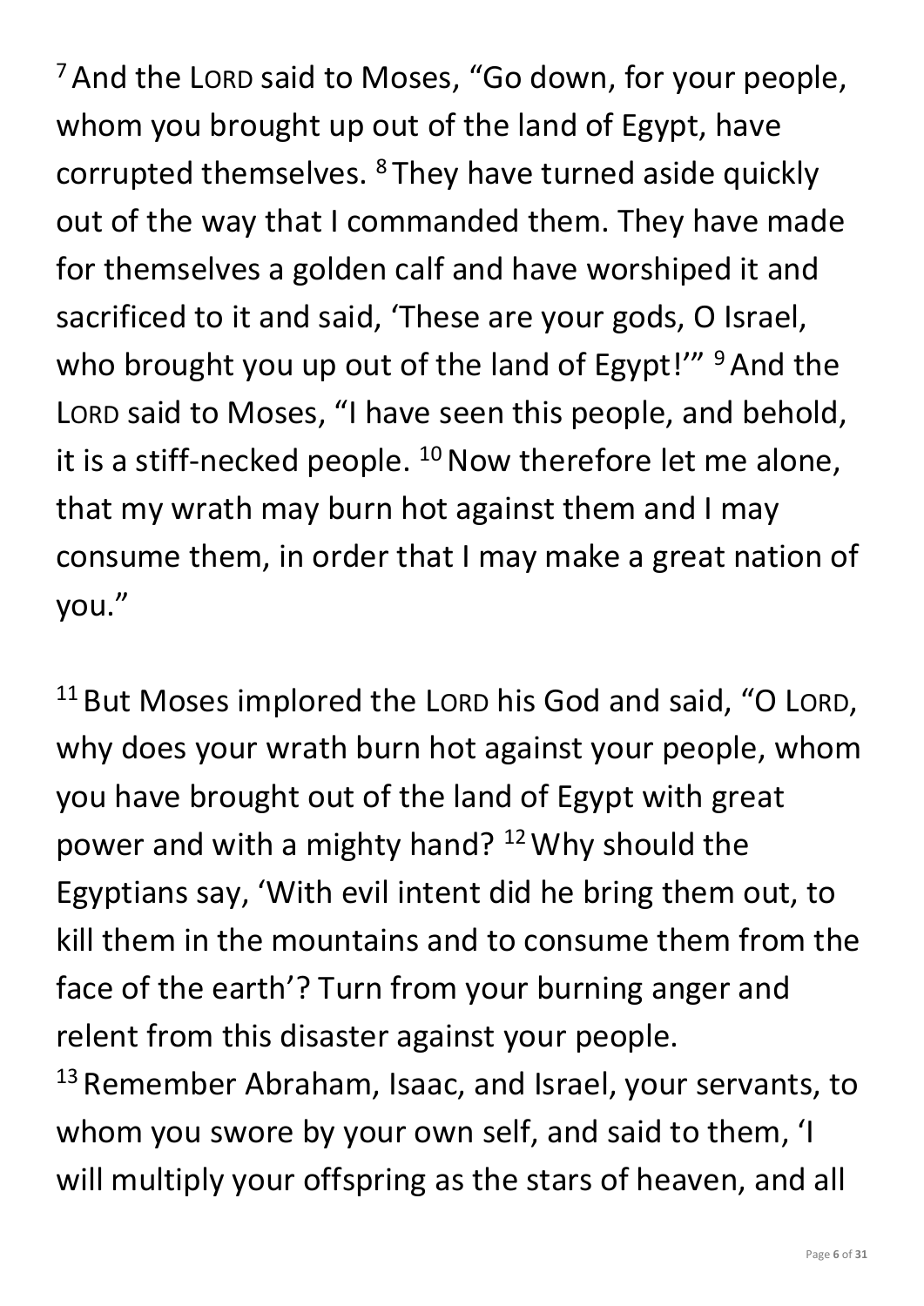[7] And the LORD said to Moses, "Go down, for your people, whom you brought up out of the land of Egypt, have corrupted themselves. [8] They have turned aside quickly out of the way that I commanded them. They have made for themselves a golden calf and have worshiped it and sacrificed to it and said, 'These are your gods, O Israel, who brought you up out of the land of Egypt!'" [9] And the LORD said to Moses, "I have seen this people, and behold, it is a stiff-necked people. [10] Now therefore let me alone, that my wrath may burn hot against them and I may consume them, in order that I may make a great nation of you."

[11] But Moses implored the LORD his God and said, "O LORD, why does your wrath burn hot against your people, whom you have brought out of the land of Egypt with great power and with a mighty hand? [12] Why should the Egyptians say, 'With evil intent did he bring them out, to kill them in the mountains and to consume them from the face of the earth'? Turn from your burning anger and relent from this disaster against your people. [13] Remember Abraham, Isaac, and Israel, your servants, to whom you swore by your own self, and said to them, 'I will multiply your offspring as the stars of heaven, and all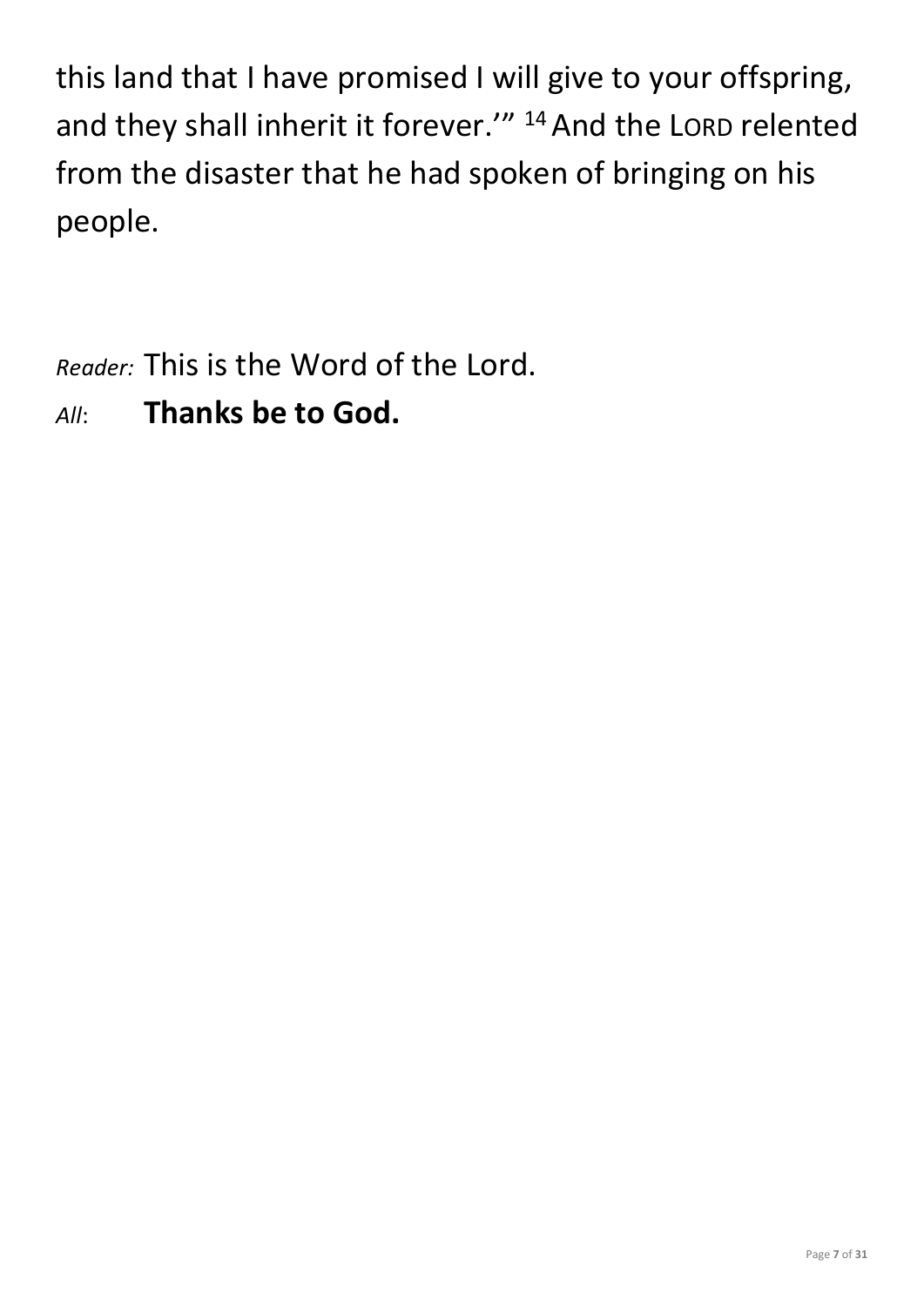this land that I have promised I will give to your offspring, and they shall inherit it forever.'" [14] And the LORD relented from the disaster that he had spoken of bringing on his people.

*Reader:* This is the Word of the Lord.

*All*: **Thanks be to God.**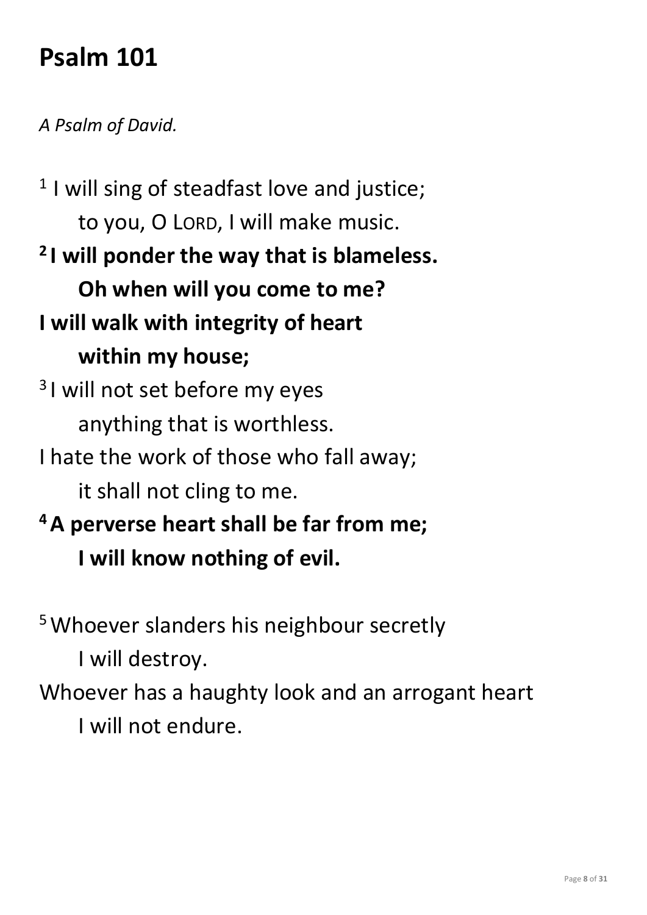# Psalm 101

*A Psalm of David.*

[1] I will sing of steadfast love and justice;
 to you, O LORD, I will make music.

**[2] I will ponder the way that is blameless.**
 **Oh when will you come to me?**
**I will walk with integrity of heart**
 **within my house;**

[3] I will not set before my eyes
 anything that is worthless.
I hate the work of those who fall away;
 it shall not cling to me.

**[4] A perverse heart shall be far from me;**
 **I will know nothing of evil.**

[5] Whoever slanders his neighbour secretly
 I will destroy.
Whoever has a haughty look and an arrogant heart
 I will not endure.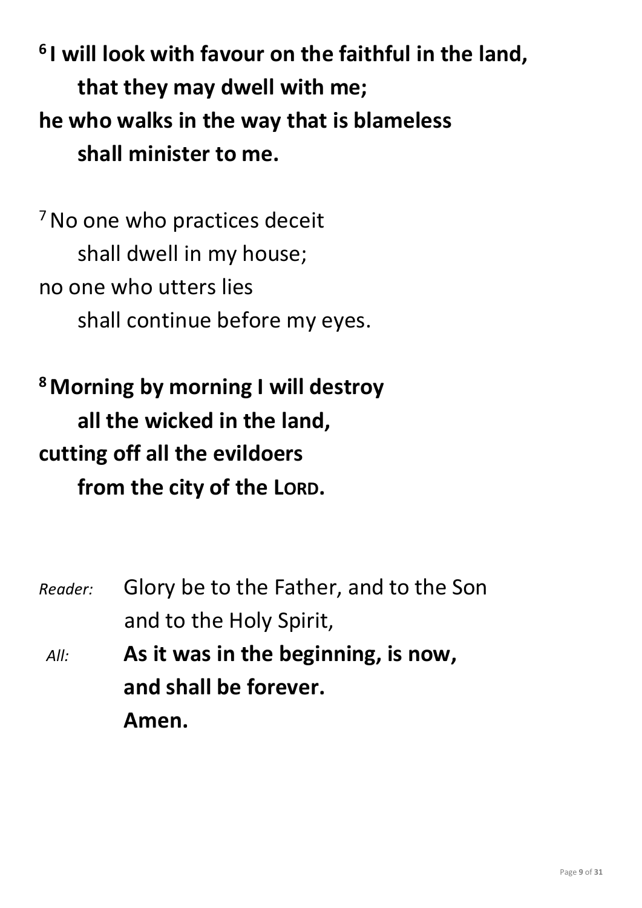**[6] I will look with favour on the faithful in the land,**
**that they may dwell with me;**
**he who walks in the way that is blameless**
**shall minister to me.**

[7] No one who practices deceit
shall dwell in my house;
no one who utters lies
shall continue before my eyes.

**[8] Morning by morning I will destroy**
**all the wicked in the land,**
**cutting off all the evildoers**
**from the city of the LORD.**

*Reader:* Glory be to the Father, and to the Son
and to the Holy Spirit,

*All:* **As it was in the beginning, is now,**
**and shall be forever.**
**Amen.**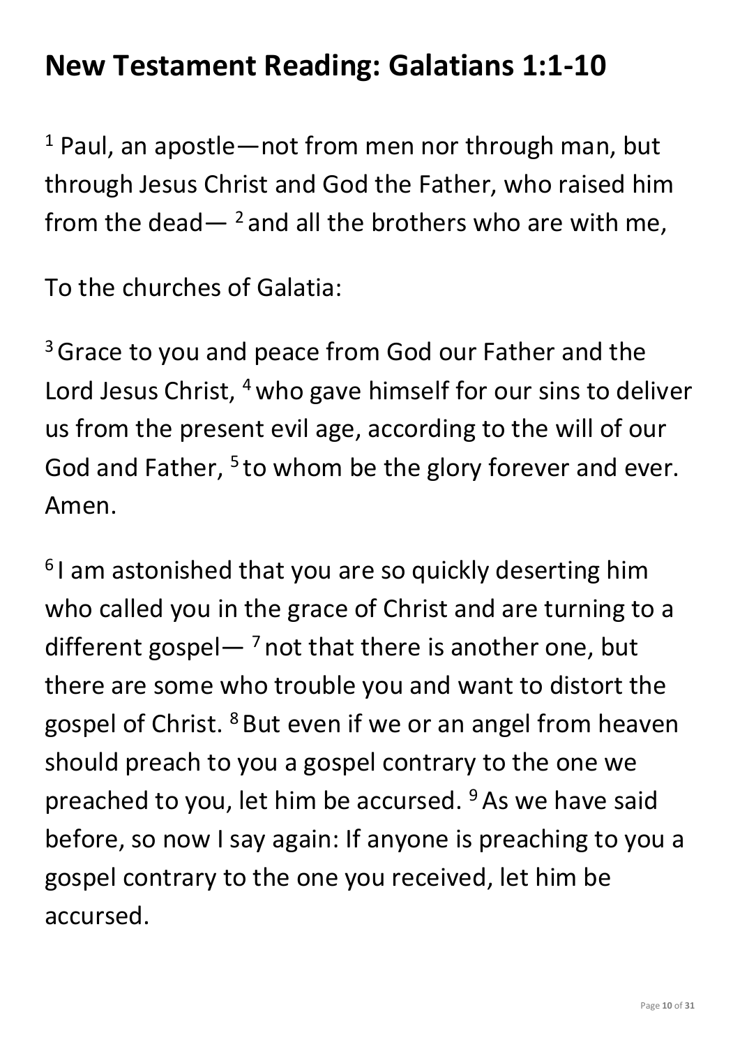# New Testament Reading: Galatians 1:1-10

[1] Paul, an apostle—not from men nor through man, but through Jesus Christ and God the Father, who raised him from the dead— [2] and all the brothers who are with me,

To the churches of Galatia:

[3] Grace to you and peace from God our Father and the Lord Jesus Christ, [4] who gave himself for our sins to deliver us from the present evil age, according to the will of our God and Father, [5] to whom be the glory forever and ever. Amen.

[6] I am astonished that you are so quickly deserting him who called you in the grace of Christ and are turning to a different gospel— [7] not that there is another one, but there are some who trouble you and want to distort the gospel of Christ. [8] But even if we or an angel from heaven should preach to you a gospel contrary to the one we preached to you, let him be accursed. [9] As we have said before, so now I say again: If anyone is preaching to you a gospel contrary to the one you received, let him be accursed.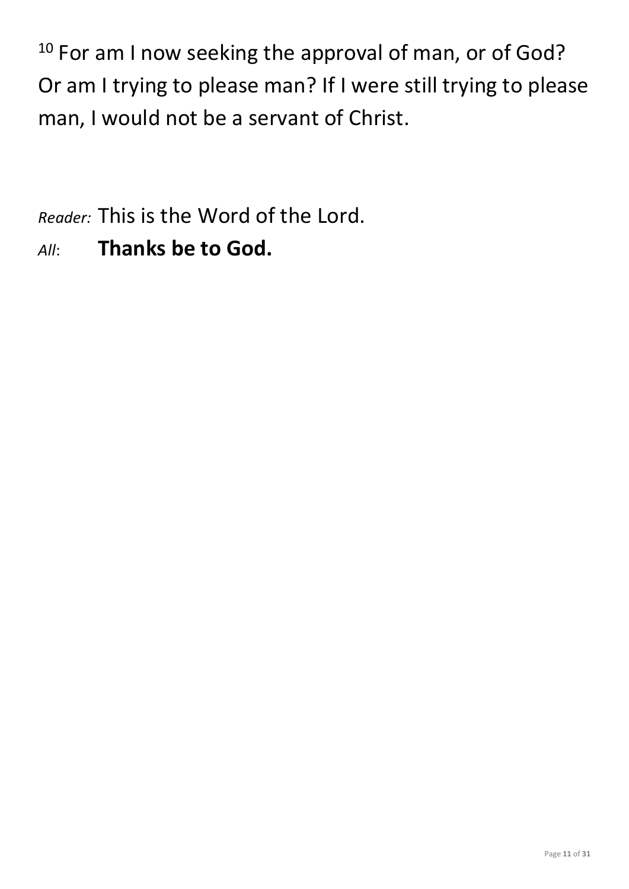[10] For am I now seeking the approval of man, or of God? Or am I trying to please man? If I were still trying to please man, I would not be a servant of Christ.

*Reader:* This is the Word of the Lord.
*All*: **Thanks be to God.**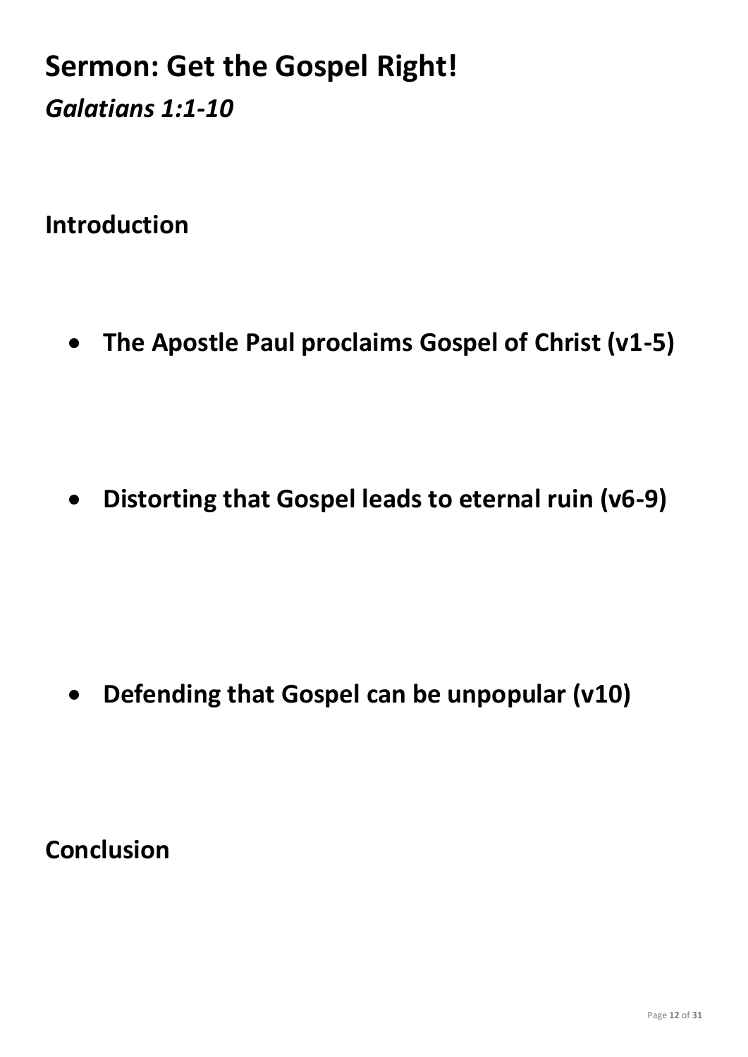# Sermon: Get the Gospel Right!

## *Galatians 1:1-10*

## Introduction

- **The Apostle Paul proclaims Gospel of Christ (v1-5)**

- **Distorting that Gospel leads to eternal ruin (v6-9)**

- **Defending that Gospel can be unpopular (v10)**

## Conclusion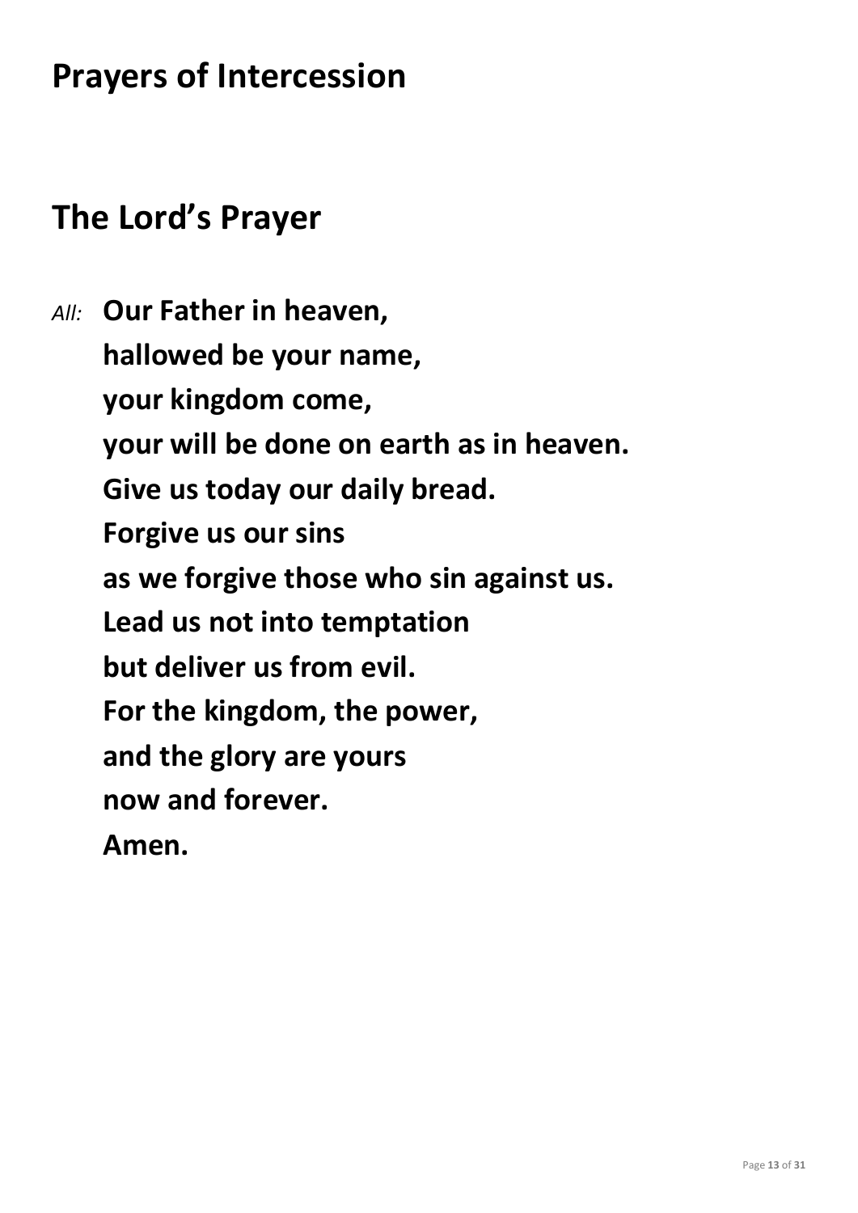## Prayers of Intercession

## The Lord's Prayer

*All:* **Our Father in heaven,**
**hallowed be your name,**
**your kingdom come,**
**your will be done on earth as in heaven.**
**Give us today our daily bread.**
**Forgive us our sins**
**as we forgive those who sin against us.**
**Lead us not into temptation**
**but deliver us from evil.**
**For the kingdom, the power,**
**and the glory are yours**
**now and forever.**
**Amen.**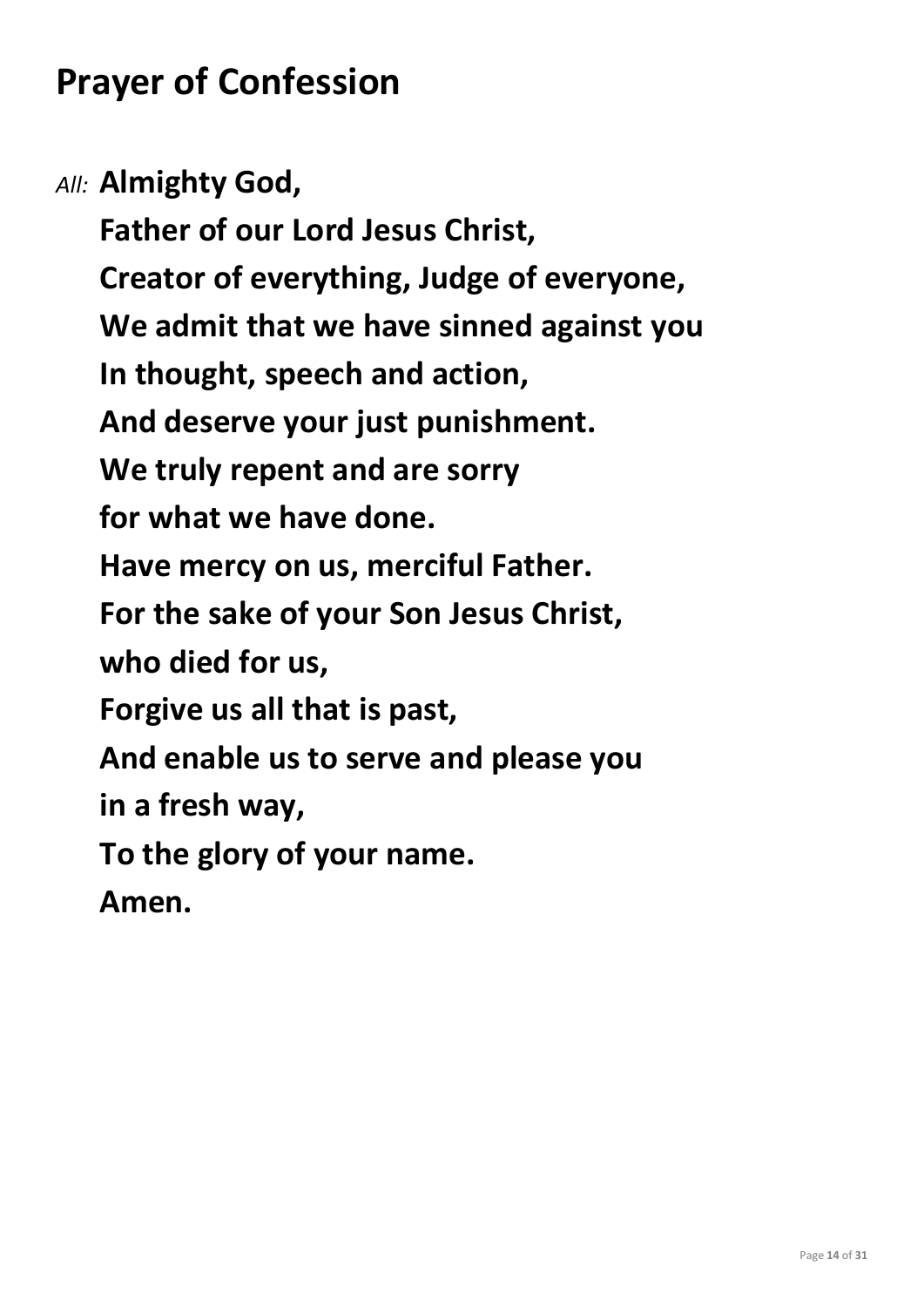# Prayer of Confession

*All:* **Almighty God,**
**Father of our Lord Jesus Christ,**
**Creator of everything, Judge of everyone,**
**We admit that we have sinned against you**
**In thought, speech and action,**
**And deserve your just punishment.**
**We truly repent and are sorry**
**for what we have done.**
**Have mercy on us, merciful Father.**
**For the sake of your Son Jesus Christ,**
**who died for us,**
**Forgive us all that is past,**
**And enable us to serve and please you**
**in a fresh way,**
**To the glory of your name.**
**Amen.**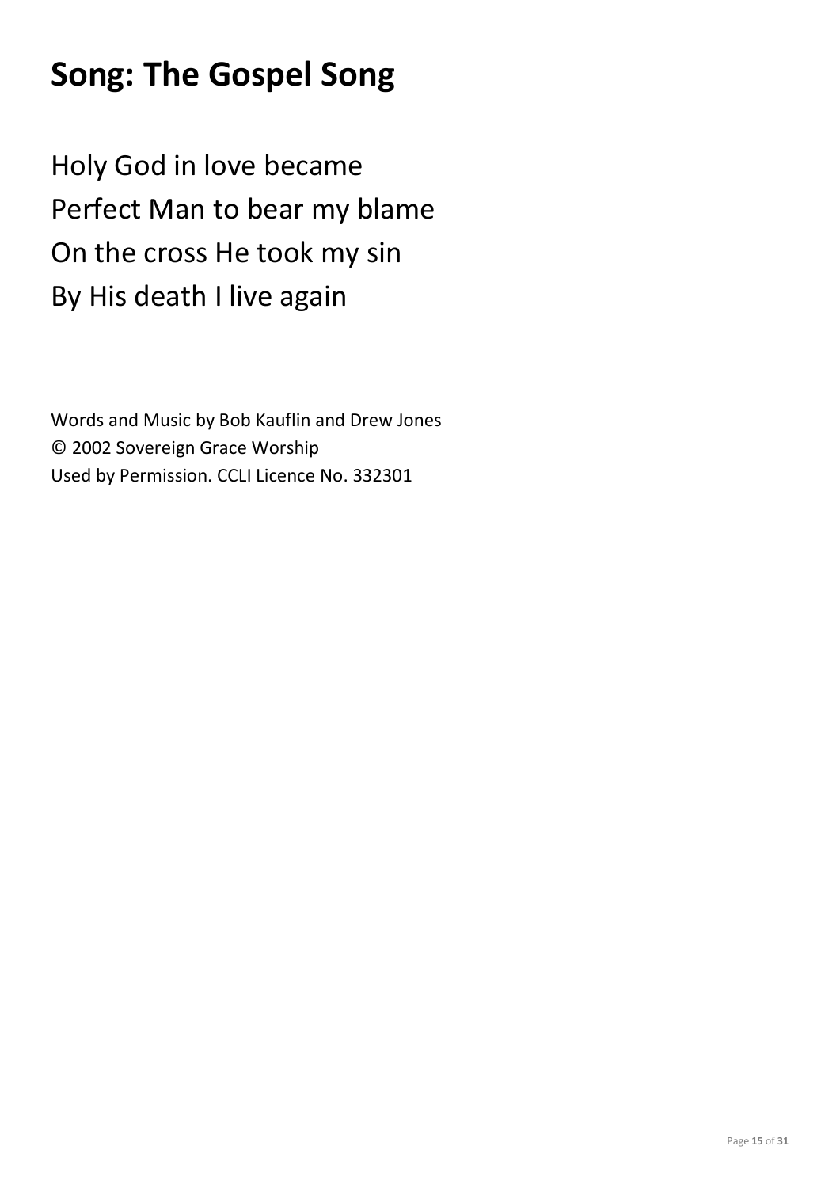# Song: The Gospel Song

Holy God in love became
Perfect Man to bear my blame
On the cross He took my sin
By His death I live again

Words and Music by Bob Kauflin and Drew Jones
© 2002 Sovereign Grace Worship
Used by Permission. CCLI Licence No. 332301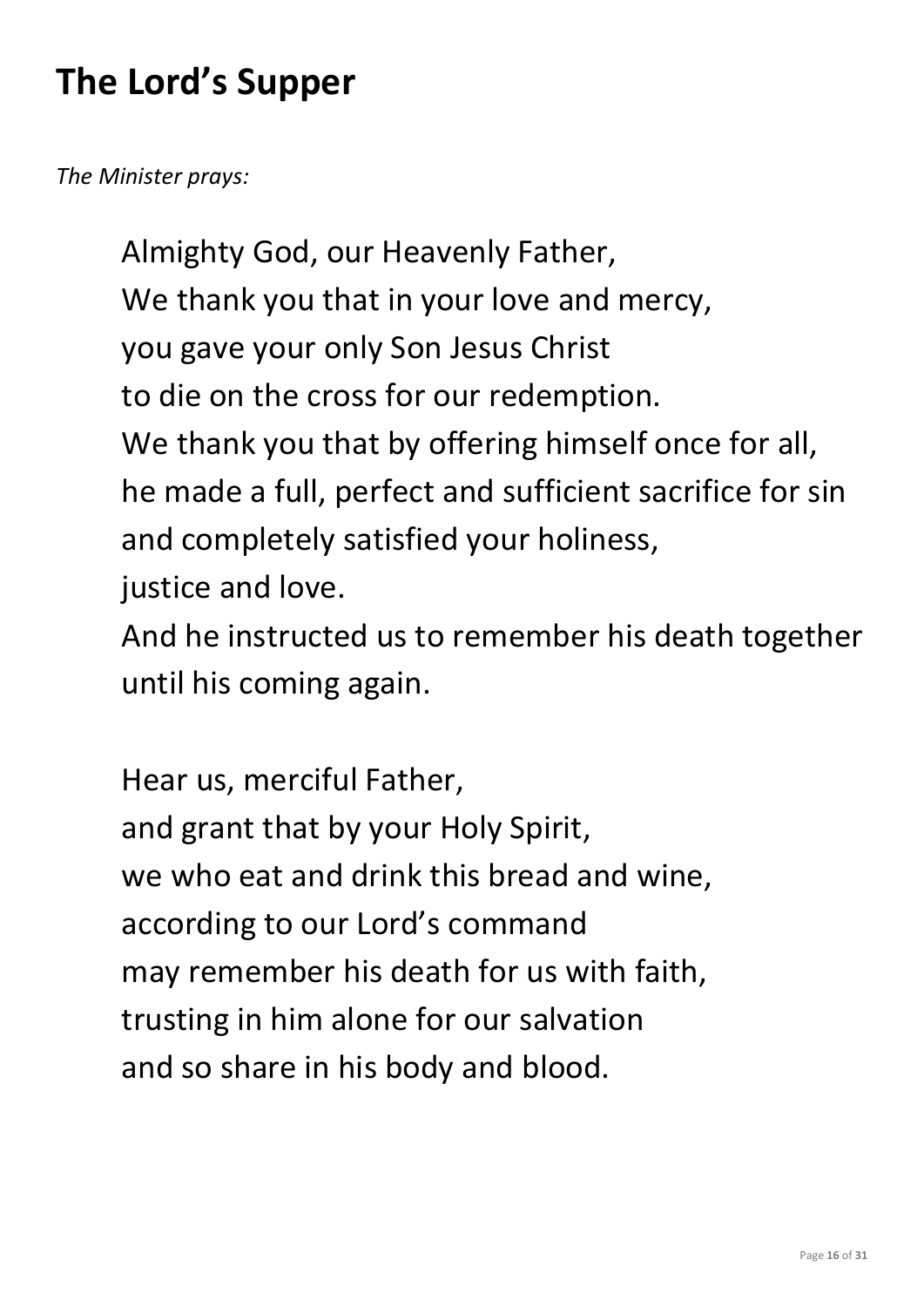# The Lord's Supper

*The Minister prays:*

Almighty God, our Heavenly Father,
We thank you that in your love and mercy,
you gave your only Son Jesus Christ
to die on the cross for our redemption.
We thank you that by offering himself once for all,
he made a full, perfect and sufficient sacrifice for sin
and completely satisfied your holiness,
justice and love.
And he instructed us to remember his death together
until his coming again.

Hear us, merciful Father,
and grant that by your Holy Spirit,
we who eat and drink this bread and wine,
according to our Lord's command
may remember his death for us with faith,
trusting in him alone for our salvation
and so share in his body and blood.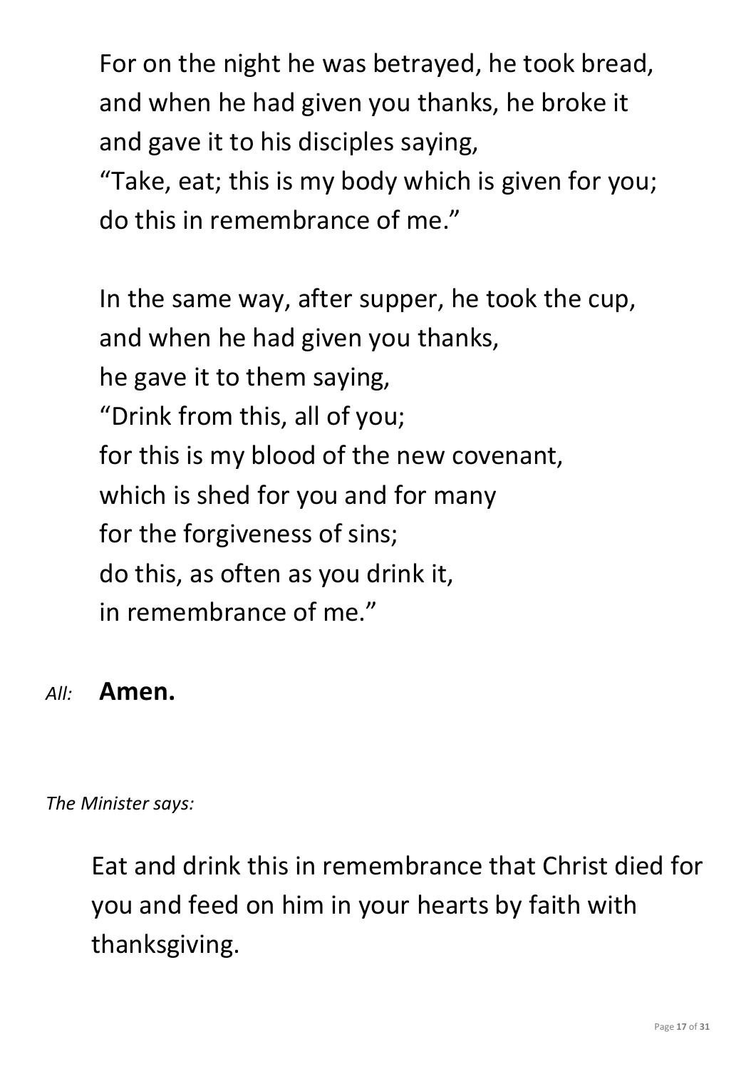For on the night he was betrayed, he took bread,
and when he had given you thanks, he broke it
and gave it to his disciples saying,
"Take, eat; this is my body which is given for you;
do this in remembrance of me."

In the same way, after supper, he took the cup,
and when he had given you thanks,
he gave it to them saying,
"Drink from this, all of you;
for this is my blood of the new covenant,
which is shed for you and for many
for the forgiveness of sins;
do this, as often as you drink it,
in remembrance of me."

*All:* **Amen.**

*The Minister says:*

Eat and drink this in remembrance that Christ died for you and feed on him in your hearts by faith with thanksgiving.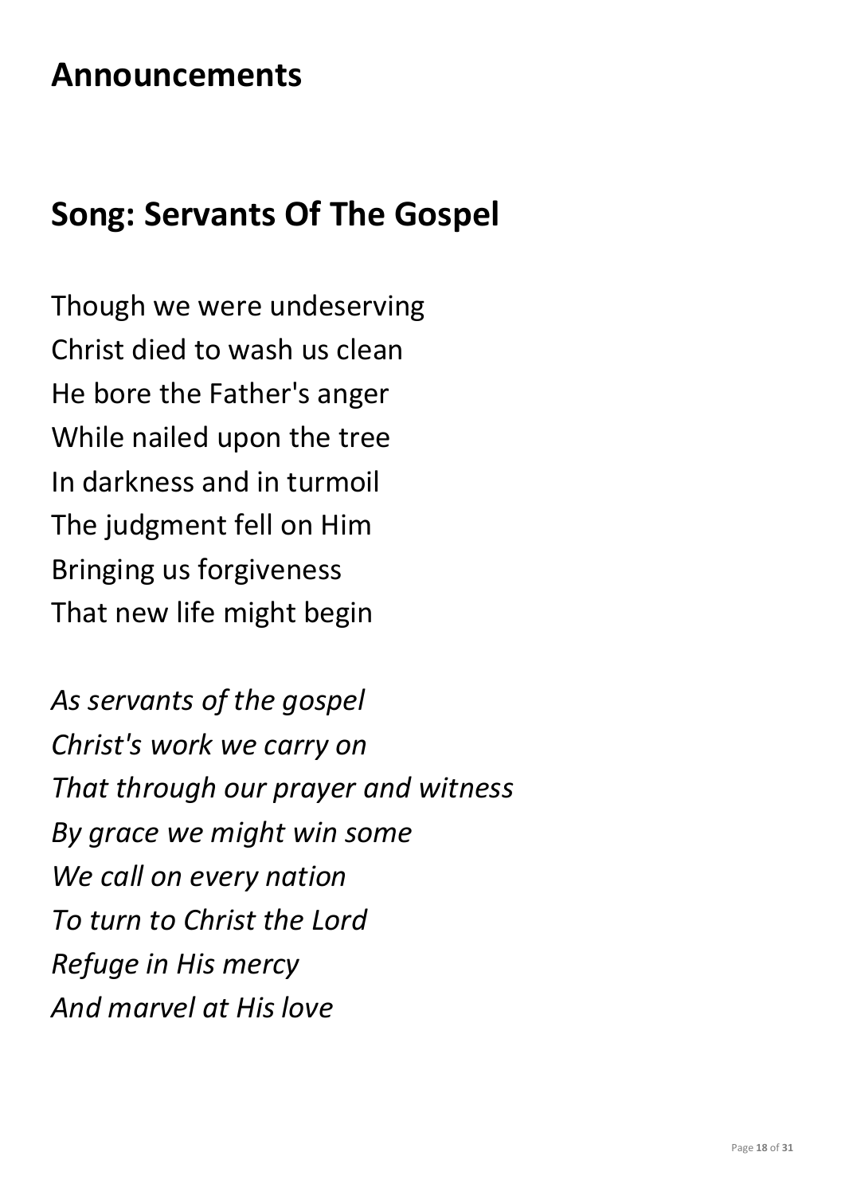## Announcements

## Song: Servants Of The Gospel

Though we were undeserving
Christ died to wash us clean
He bore the Father's anger
While nailed upon the tree
In darkness and in turmoil
The judgment fell on Him
Bringing us forgiveness
That new life might begin

*As servants of the gospel*
*Christ's work we carry on*
*That through our prayer and witness*
*By grace we might win some*
*We call on every nation*
*To turn to Christ the Lord*
*Refuge in His mercy*
*And marvel at His love*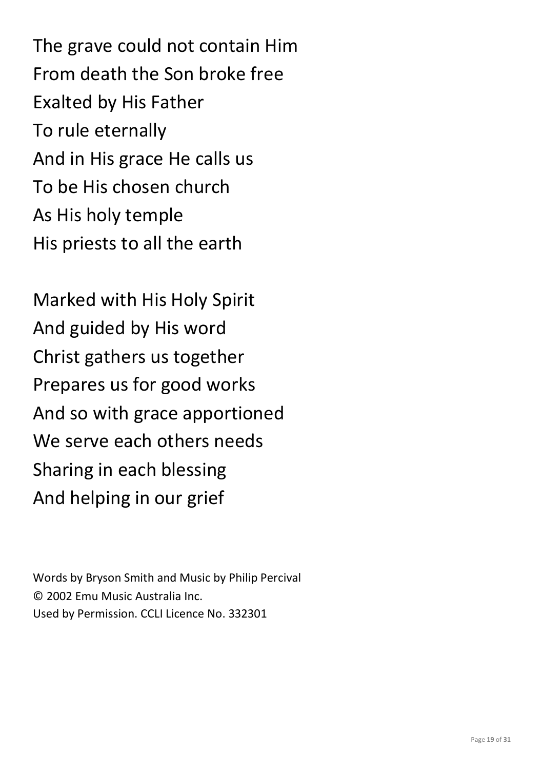The grave could not contain Him  
From death the Son broke free  
Exalted by His Father  
To rule eternally  
And in His grace He calls us  
To be His chosen church  
As His holy temple  
His priests to all the earth

Marked with His Holy Spirit  
And guided by His word  
Christ gathers us together  
Prepares us for good works  
And so with grace apportioned  
We serve each others needs  
Sharing in each blessing  
And helping in our grief

Words by Bryson Smith and Music by Philip Percival  
© 2002 Emu Music Australia Inc.  
Used by Permission. CCLI Licence No. 332301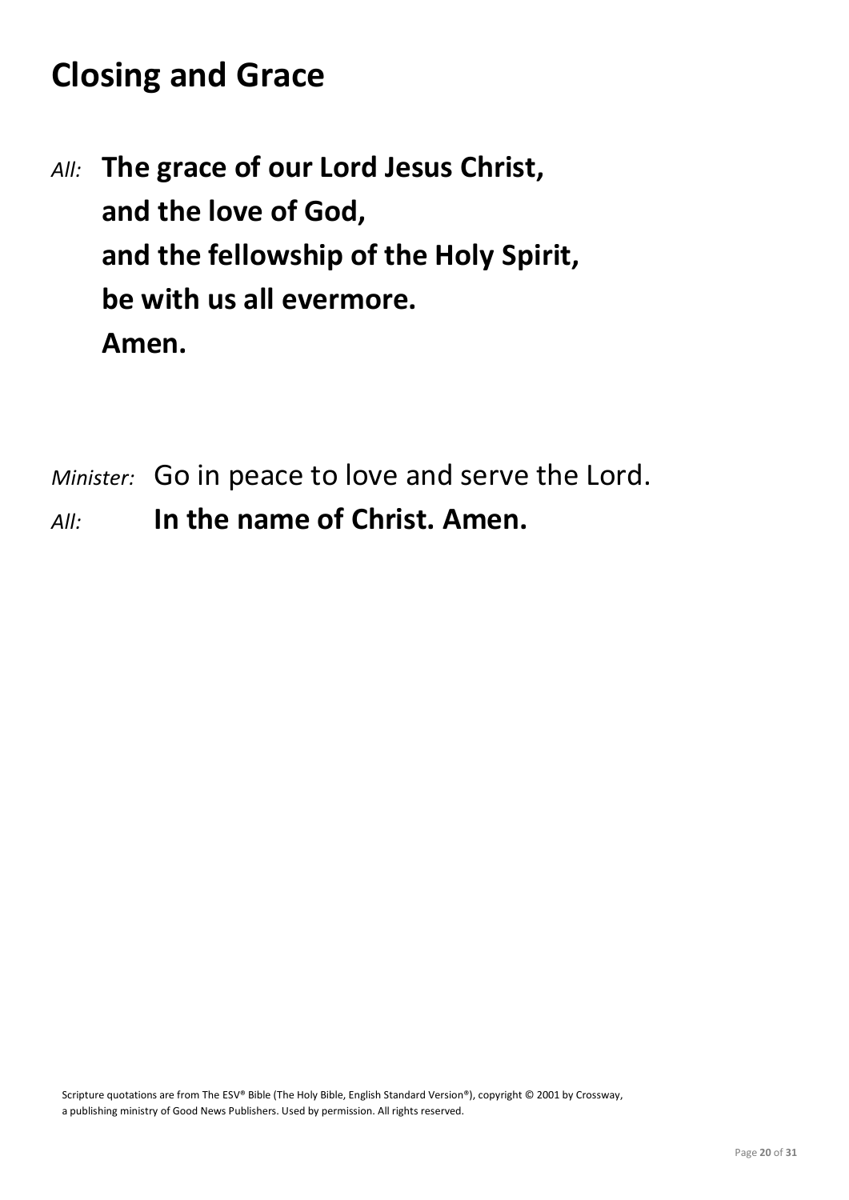# Closing and Grace

*All:* **The grace of our Lord Jesus Christ,**
**and the love of God,**
**and the fellowship of the Holy Spirit,**
**be with us all evermore.**
**Amen.**

*Minister:* Go in peace to love and serve the Lord.
*All:* **In the name of Christ. Amen.**

Scripture quotations are from The ESV® Bible (The Holy Bible, English Standard Version®), copyright © 2001 by Crossway, a publishing ministry of Good News Publishers. Used by permission. All rights reserved.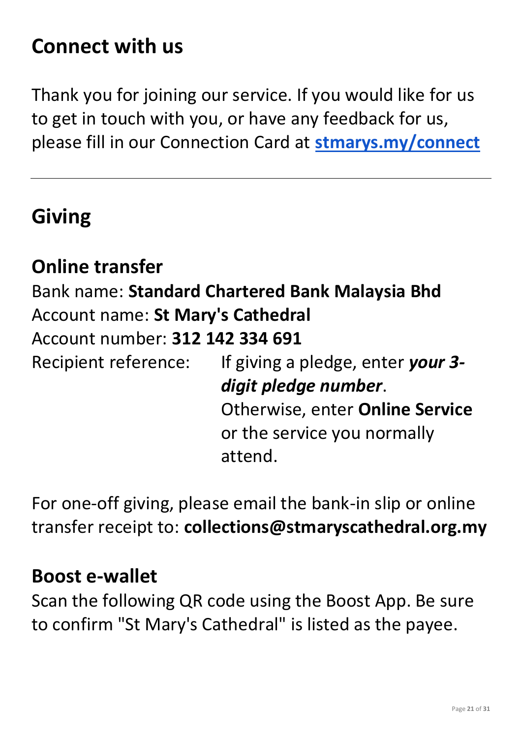## Connect with us

Thank you for joining our service. If you would like for us to get in touch with you, or have any feedback for us, please fill in our Connection Card at **stmarys.my/connect**

---

## Giving

### Online transfer

Bank name: **Standard Chartered Bank Malaysia Bhd**
Account name: **St Mary's Cathedral**
Account number: **312 142 334 691**
Recipient reference: If giving a pledge, enter ***your 3-digit pledge number***. Otherwise, enter **Online Service** or the service you normally attend.

For one-off giving, please email the bank-in slip or online transfer receipt to: **collections@stmaryscathedral.org.my**

### Boost e-wallet

Scan the following QR code using the Boost App. Be sure to confirm "St Mary's Cathedral" is listed as the payee.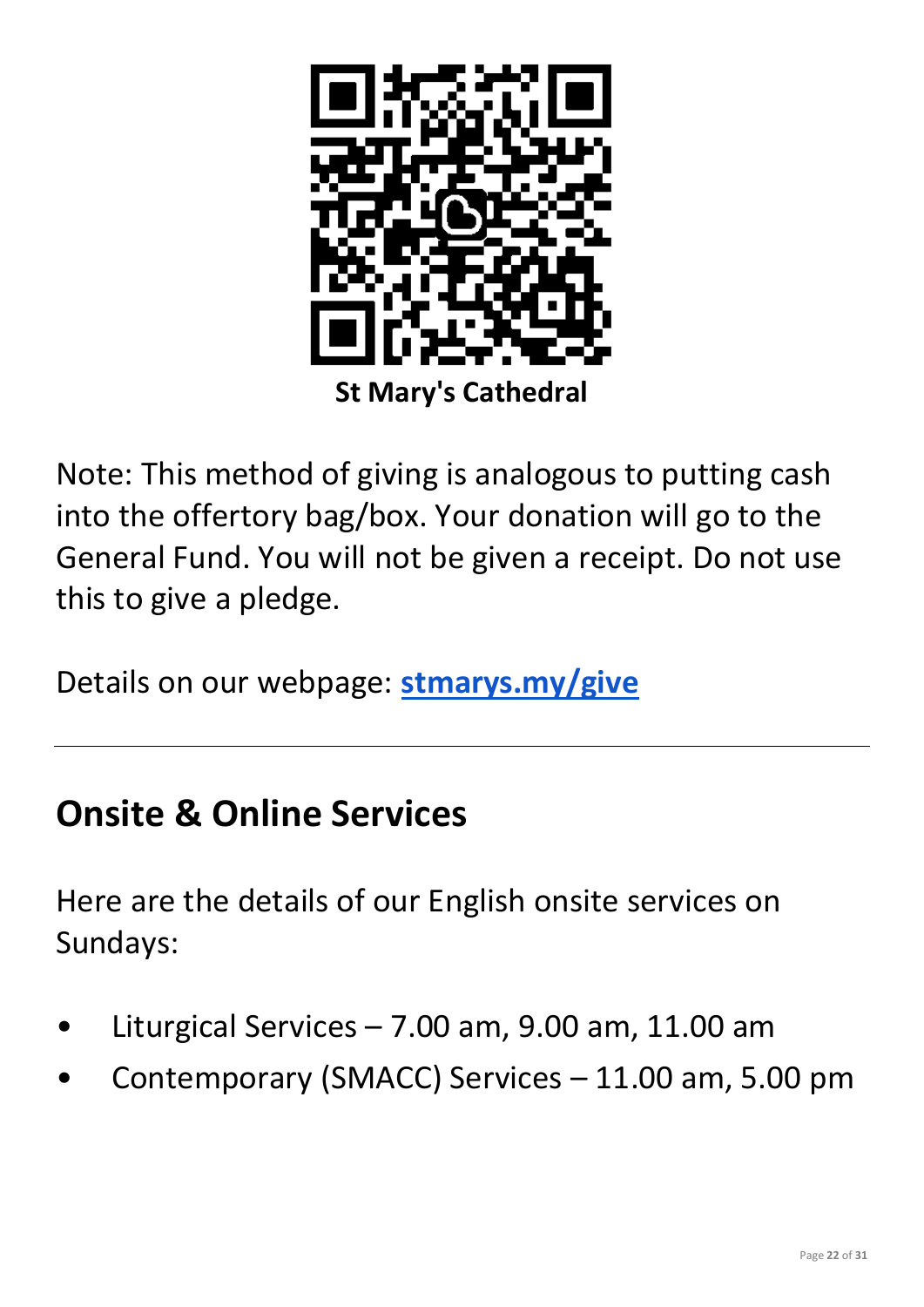**St Mary's Cathedral**

Note: This method of giving is analogous to putting cash into the offertory bag/box. Your donation will go to the General Fund. You will not be given a receipt. Do not use this to give a pledge.

Details on our webpage: **[stmarys.my/give](stmarys.my/give)**

---

## Onsite & Online Services

Here are the details of our English onsite services on Sundays:

- Liturgical Services – 7.00 am, 9.00 am, 11.00 am
- Contemporary (SMACC) Services – 11.00 am, 5.00 pm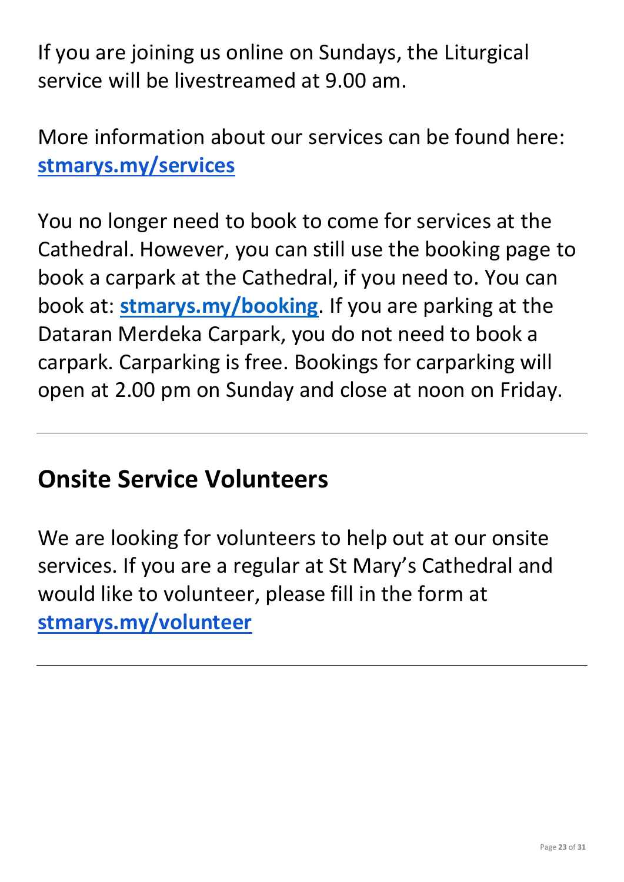If you are joining us online on Sundays, the Liturgical service will be livestreamed at 9.00 am.

More information about our services can be found here: **stmarys.my/services**

You no longer need to book to come for services at the Cathedral. However, you can still use the booking page to book a carpark at the Cathedral, if you need to. You can book at: **stmarys.my/booking**. If you are parking at the Dataran Merdeka Carpark, you do not need to book a carpark. Carparking is free. Bookings for carparking will open at 2.00 pm on Sunday and close at noon on Friday.

---

## Onsite Service Volunteers

We are looking for volunteers to help out at our onsite services. If you are a regular at St Mary's Cathedral and would like to volunteer, please fill in the form at **stmarys.my/volunteer**

---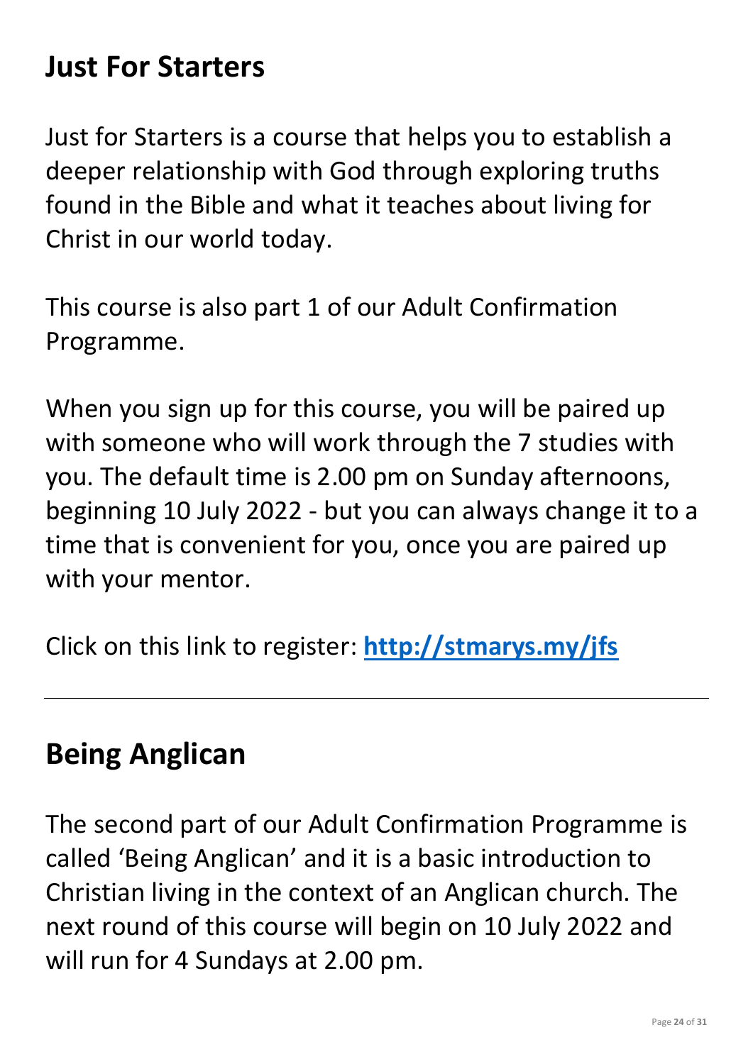## Just For Starters

Just for Starters is a course that helps you to establish a deeper relationship with God through exploring truths found in the Bible and what it teaches about living for Christ in our world today.

This course is also part 1 of our Adult Confirmation Programme.

When you sign up for this course, you will be paired up with someone who will work through the 7 studies with you. The default time is 2.00 pm on Sunday afternoons, beginning 10 July 2022 - but you can always change it to a time that is convenient for you, once you are paired up with your mentor.

Click on this link to register: **[http://stmarys.my/jfs](http://stmarys.my/jfs)**

---

## Being Anglican

The second part of our Adult Confirmation Programme is called 'Being Anglican' and it is a basic introduction to Christian living in the context of an Anglican church. The next round of this course will begin on 10 July 2022 and will run for 4 Sundays at 2.00 pm.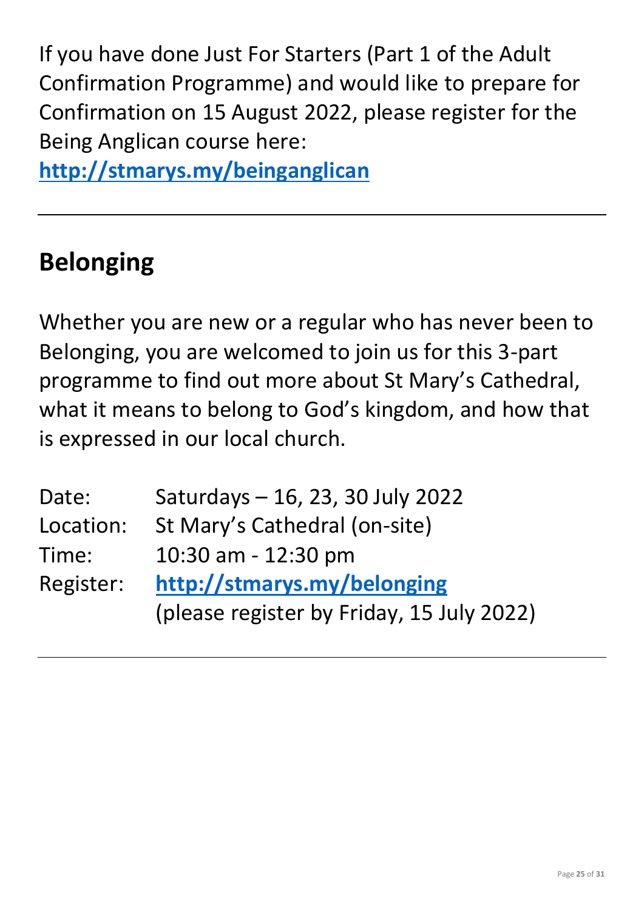If you have done Just For Starters (Part 1 of the Adult Confirmation Programme) and would like to prepare for Confirmation on 15 August 2022, please register for the Being Anglican course here:
**http://stmarys.my/beinganglican**

---

## Belonging

Whether you are new or a regular who has never been to Belonging, you are welcomed to join us for this 3-part programme to find out more about St Mary's Cathedral, what it means to belong to God's kingdom, and how that is expressed in our local church.

Date: Saturdays – 16, 23, 30 July 2022
Location: St Mary's Cathedral (on-site)
Time: 10:30 am - 12:30 pm
Register: **http://stmarys.my/belonging**
(please register by Friday, 15 July 2022)

---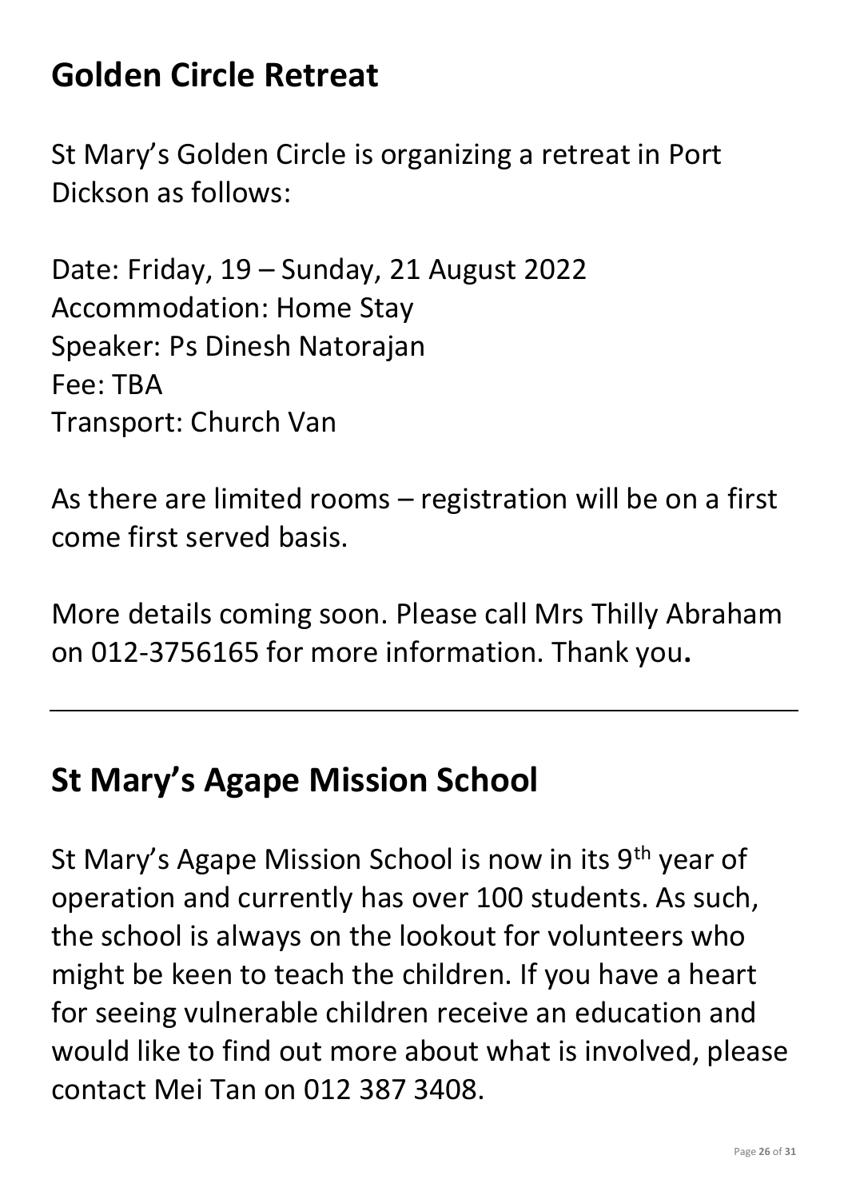## Golden Circle Retreat

St Mary's Golden Circle is organizing a retreat in Port Dickson as follows:

Date: Friday, 19 – Sunday, 21 August 2022
Accommodation: Home Stay
Speaker: Ps Dinesh Natorajan
Fee: TBA
Transport: Church Van

As there are limited rooms – registration will be on a first come first served basis.

More details coming soon. Please call Mrs Thilly Abraham on 012-3756165 for more information. Thank you**.**

---

## St Mary's Agape Mission School

St Mary's Agape Mission School is now in its 9th year of operation and currently has over 100 students. As such, the school is always on the lookout for volunteers who might be keen to teach the children. If you have a heart for seeing vulnerable children receive an education and would like to find out more about what is involved, please contact Mei Tan on 012 387 3408.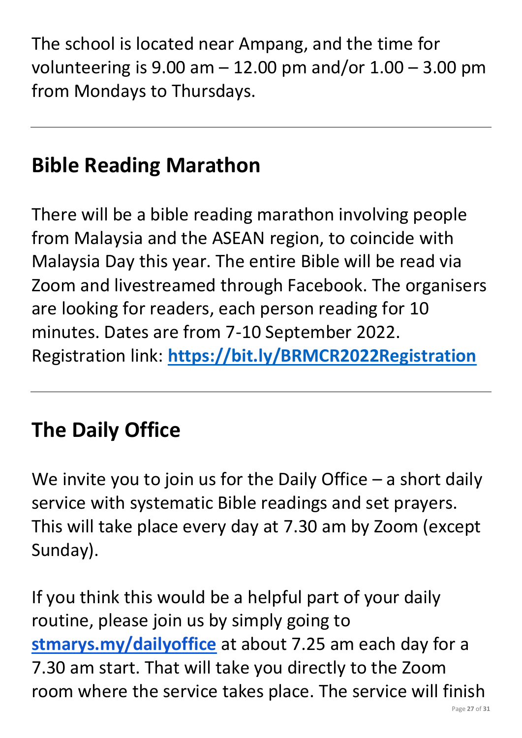The school is located near Ampang, and the time for volunteering is 9.00 am – 12.00 pm and/or 1.00 – 3.00 pm from Mondays to Thursdays.

---

## Bible Reading Marathon

There will be a bible reading marathon involving people from Malaysia and the ASEAN region, to coincide with Malaysia Day this year. The entire Bible will be read via Zoom and livestreamed through Facebook. The organisers are looking for readers, each person reading for 10 minutes. Dates are from 7-10 September 2022. Registration link: **https://bit.ly/BRMCR2022Registration**

---

## The Daily Office

We invite you to join us for the Daily Office – a short daily service with systematic Bible readings and set prayers. This will take place every day at 7.30 am by Zoom (except Sunday).

If you think this would be a helpful part of your daily routine, please join us by simply going to **stmarys.my/dailyoffice** at about 7.25 am each day for a 7.30 am start. That will take you directly to the Zoom room where the service takes place. The service will finish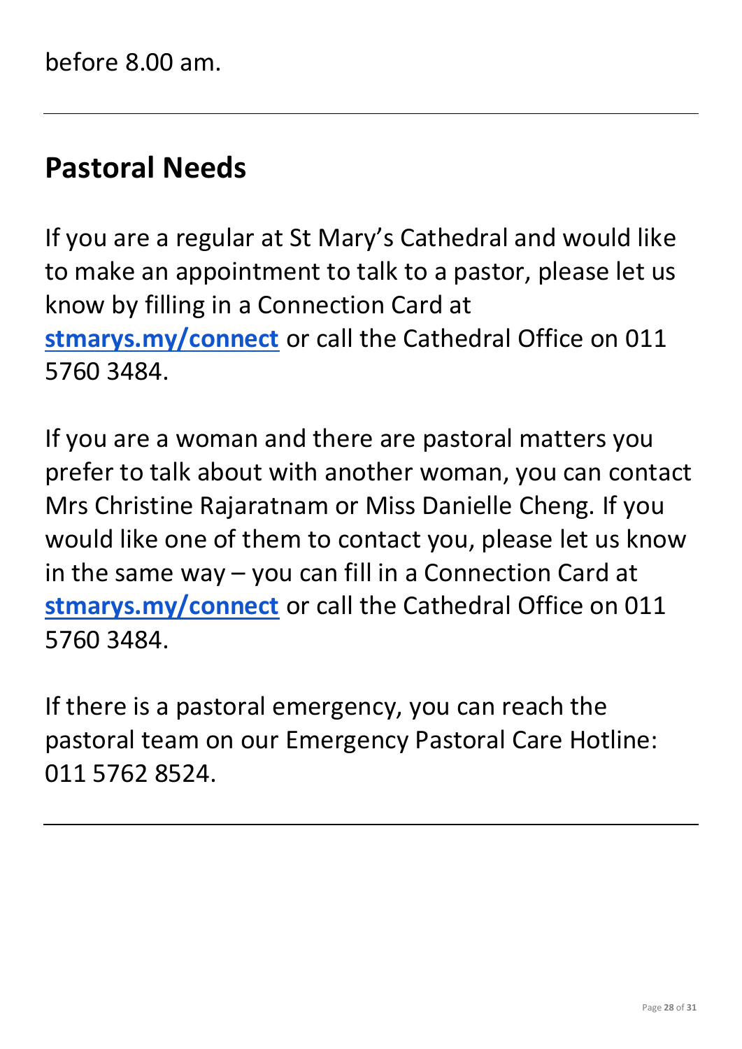before 8.00 am.

---

## Pastoral Needs

If you are a regular at St Mary's Cathedral and would like to make an appointment to talk to a pastor, please let us know by filling in a Connection Card at **stmarys.my/connect** or call the Cathedral Office on 011 5760 3484.

If you are a woman and there are pastoral matters you prefer to talk about with another woman, you can contact Mrs Christine Rajaratnam or Miss Danielle Cheng. If you would like one of them to contact you, please let us know in the same way – you can fill in a Connection Card at **stmarys.my/connect** or call the Cathedral Office on 011 5760 3484.

If there is a pastoral emergency, you can reach the pastoral team on our Emergency Pastoral Care Hotline: 011 5762 8524.

---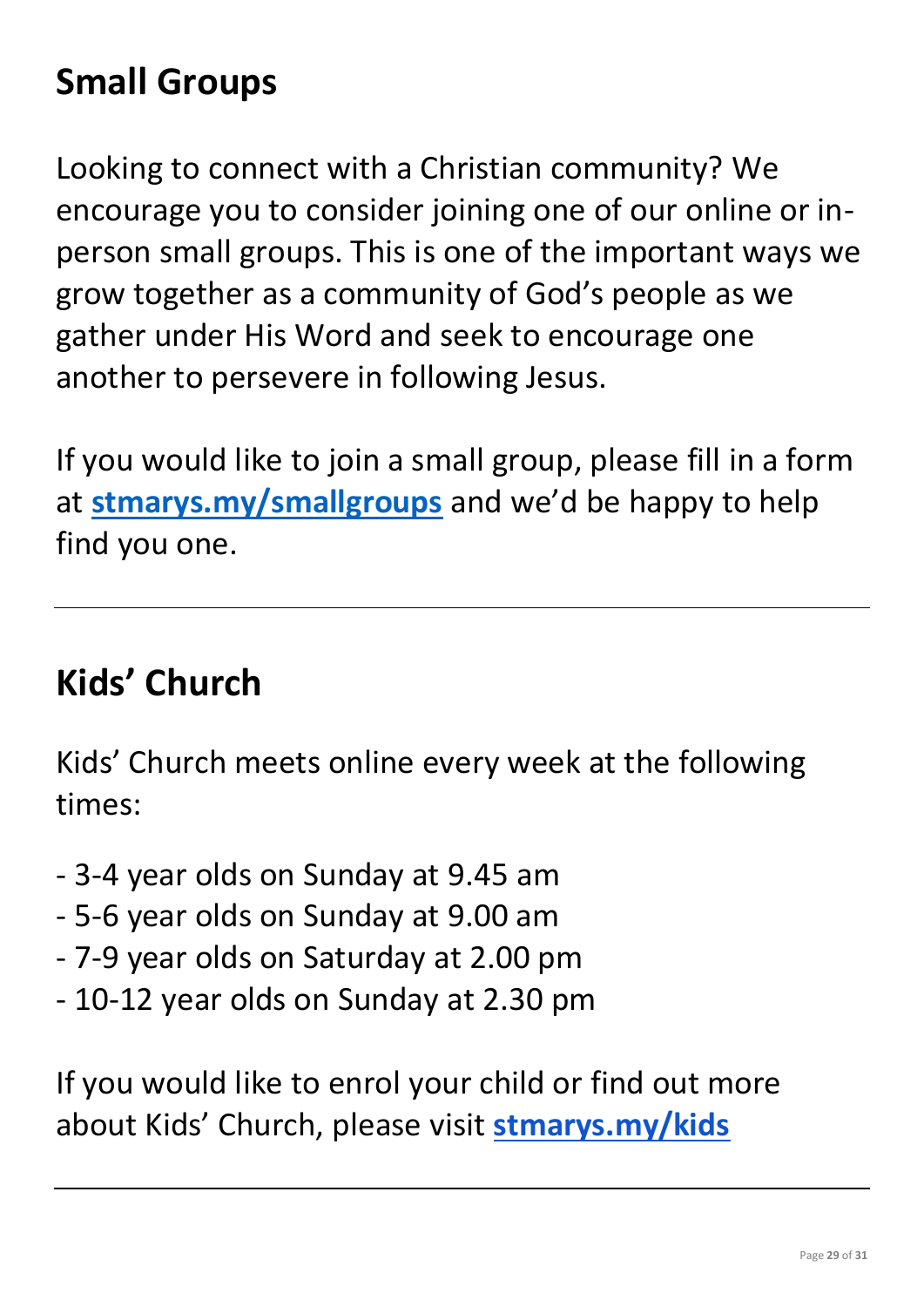## Small Groups

Looking to connect with a Christian community? We encourage you to consider joining one of our online or in-person small groups. This is one of the important ways we grow together as a community of God's people as we gather under His Word and seek to encourage one another to persevere in following Jesus.

If you would like to join a small group, please fill in a form at **stmarys.my/smallgroups** and we'd be happy to help find you one.

---

## Kids' Church

Kids' Church meets online every week at the following times:

- 3-4 year olds on Sunday at 9.45 am
- 5-6 year olds on Sunday at 9.00 am
- 7-9 year olds on Saturday at 2.00 pm
- 10-12 year olds on Sunday at 2.30 pm

If you would like to enrol your child or find out more about Kids' Church, please visit **stmarys.my/kids**

---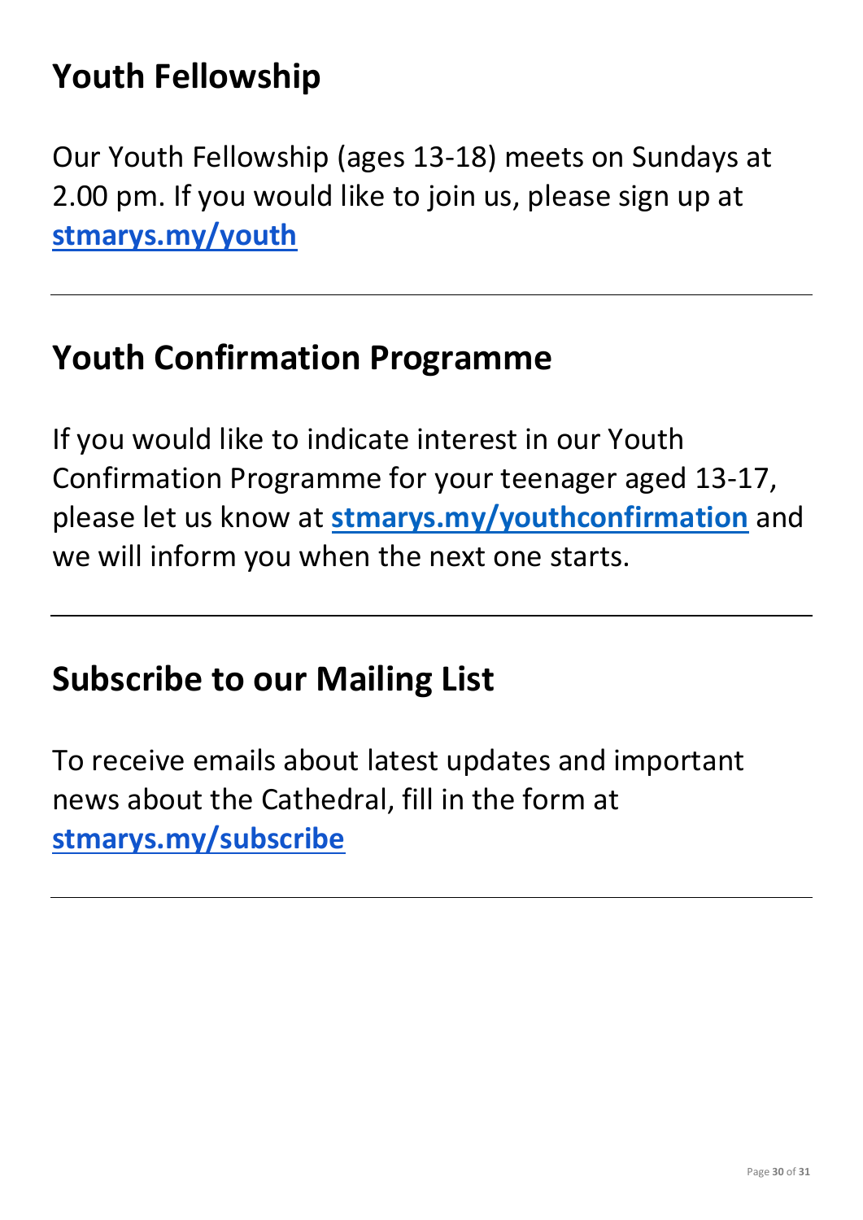## Youth Fellowship

Our Youth Fellowship (ages 13-18) meets on Sundays at 2.00 pm. If you would like to join us, please sign up at **stmarys.my/youth**

---

## Youth Confirmation Programme

If you would like to indicate interest in our Youth Confirmation Programme for your teenager aged 13-17, please let us know at **stmarys.my/youthconfirmation** and we will inform you when the next one starts.

---

## Subscribe to our Mailing List

To receive emails about latest updates and important news about the Cathedral, fill in the form at **stmarys.my/subscribe**

---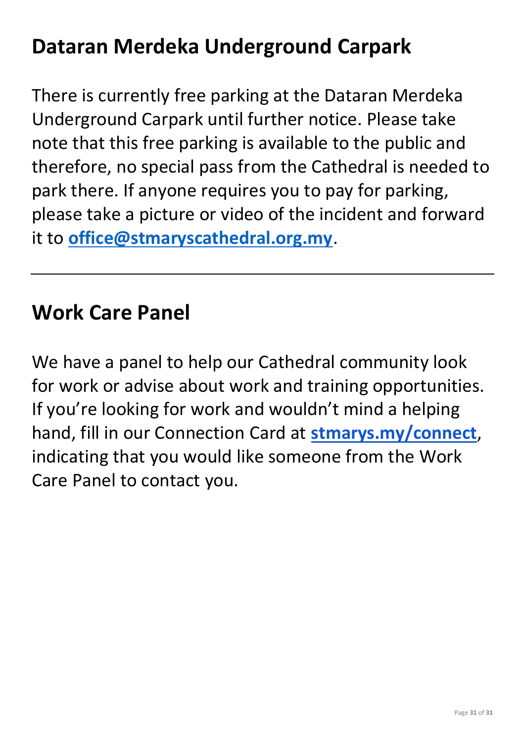## Dataran Merdeka Underground Carpark

There is currently free parking at the Dataran Merdeka Underground Carpark until further notice. Please take note that this free parking is available to the public and therefore, no special pass from the Cathedral is needed to park there. If anyone requires you to pay for parking, please take a picture or video of the incident and forward it to **office@stmaryscathedral.org.my**.

---

## Work Care Panel

We have a panel to help our Cathedral community look for work or advise about work and training opportunities. If you're looking for work and wouldn't mind a helping hand, fill in our Connection Card at **stmarys.my/connect**, indicating that you would like someone from the Work Care Panel to contact you.